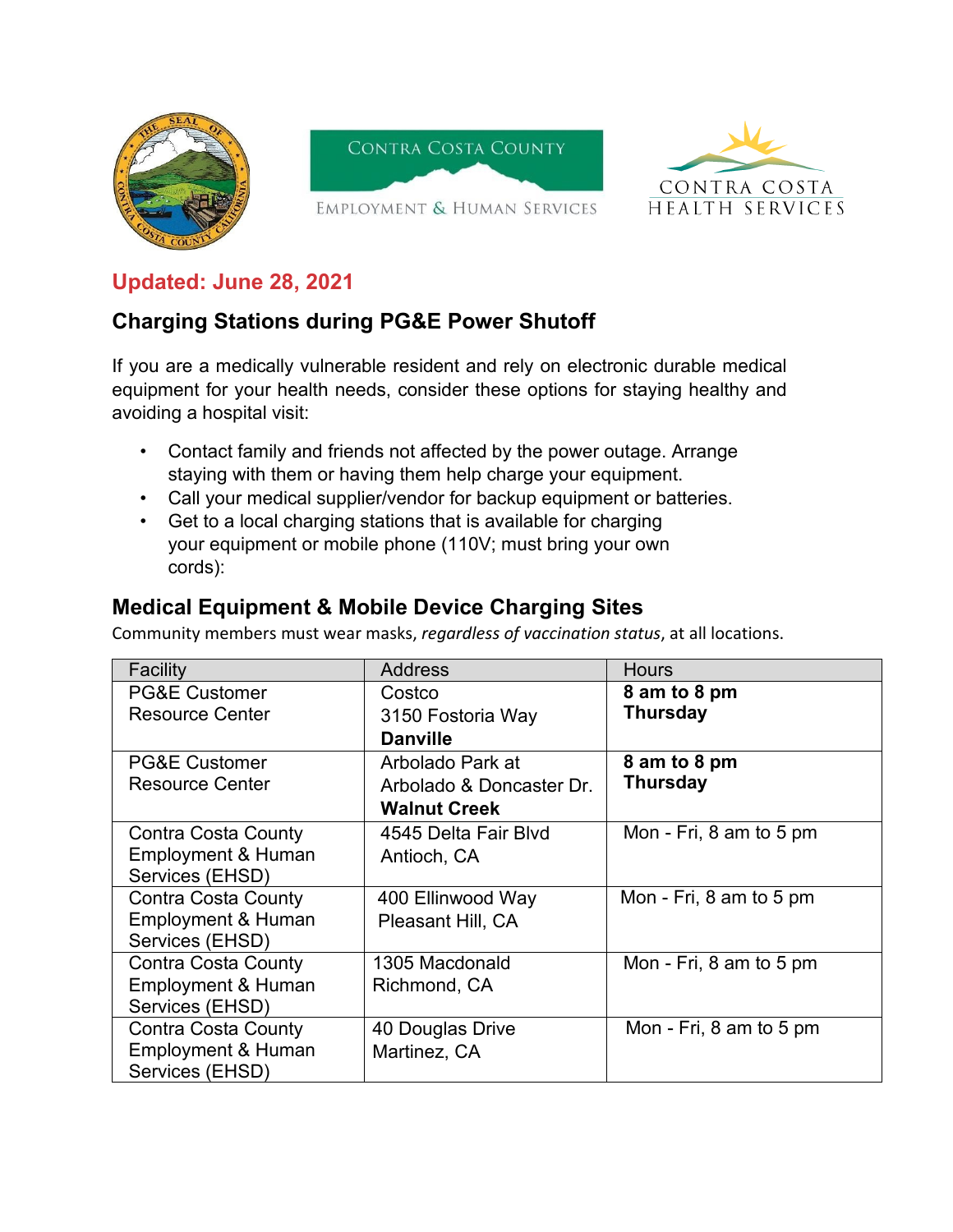CONTRA COSTA COUNTY
EMPLOYMENT & HUMAN SERVICES

CONTRA COSTA
HEALTH SERVICES

**Updated: June 28, 2021**

## Charging Stations during PG&E Power Shutoff

If you are a medically vulnerable resident and rely on electronic durable medical equipment for your health needs, consider these options for staying healthy and avoiding a hospital visit:

- Contact family and friends not affected by the power outage. Arrange staying with them or having them help charge your equipment.
- Call your medical supplier/vendor for backup equipment or batteries.
- Get to a local charging stations that is available for charging your equipment or mobile phone (110V; must bring your own cords):

## Medical Equipment & Mobile Device Charging Sites

Community members must wear masks, *regardless of vaccination status*, at all locations.

| Facility | Address | Hours |
|---|---|---|
| PG&E Customer Resource Center | Costco<br>3150 Fostoria Way<br>**Danville** | **8 am to 8 pm**<br>**Thursday** |
| PG&E Customer Resource Center | Arbolado Park at<br>Arbolado & Doncaster Dr.<br>**Walnut Creek** | **8 am to 8 pm**<br>**Thursday** |
| Contra Costa County Employment & Human Services (EHSD) | 4545 Delta Fair Blvd<br>Antioch, CA | Mon - Fri, 8 am to 5 pm |
| Contra Costa County Employment & Human Services (EHSD) | 400 Ellinwood Way<br>Pleasant Hill, CA | Mon - Fri, 8 am to 5 pm |
| Contra Costa County Employment & Human Services (EHSD) | 1305 Macdonald<br>Richmond, CA | Mon - Fri, 8 am to 5 pm |
| Contra Costa County Employment & Human Services (EHSD) | 40 Douglas Drive<br>Martinez, CA | Mon - Fri, 8 am to 5 pm |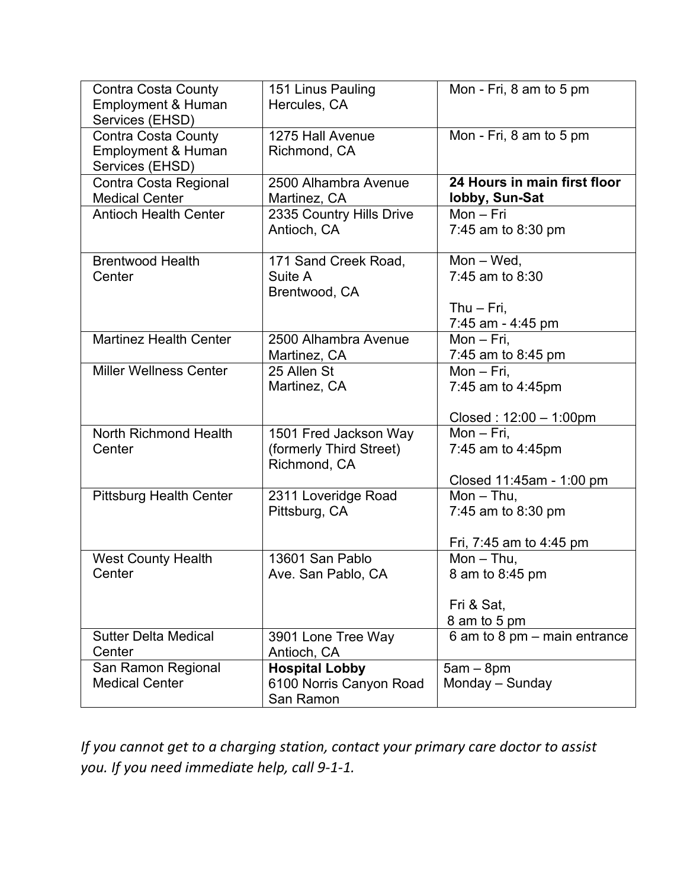| | | |
|---|---|---|
| Contra Costa County Employment & Human Services (EHSD) | 151 Linus Pauling Hercules, CA | Mon - Fri, 8 am to 5 pm |
| Contra Costa County Employment & Human Services (EHSD) | 1275 Hall Avenue Richmond, CA | Mon - Fri, 8 am to 5 pm |
| Contra Costa Regional Medical Center | 2500 Alhambra Avenue Martinez, CA | **24 Hours in main first floor lobby, Sun-Sat** |
| Antioch Health Center | 2335 Country Hills Drive Antioch, CA | Mon – Fri 7:45 am to 8:30 pm |
| Brentwood Health Center | 171 Sand Creek Road, Suite A Brentwood, CA | Mon – Wed, 7:45 am to 8:30<br><br>Thu – Fri, 7:45 am - 4:45 pm |
| Martinez Health Center | 2500 Alhambra Avenue Martinez, CA | Mon – Fri, 7:45 am to 8:45 pm |
| Miller Wellness Center | 25 Allen St Martinez, CA | Mon – Fri, 7:45 am to 4:45pm<br><br>Closed : 12:00 – 1:00pm |
| North Richmond Health Center | 1501 Fred Jackson Way (formerly Third Street) Richmond, CA | Mon – Fri, 7:45 am to 4:45pm<br><br>Closed 11:45am - 1:00 pm |
| Pittsburg Health Center | 2311 Loveridge Road Pittsburg, CA | Mon – Thu, 7:45 am to 8:30 pm<br><br>Fri, 7:45 am to 4:45 pm |
| West County Health Center | 13601 San Pablo Ave. San Pablo, CA | Mon – Thu, 8 am to 8:45 pm<br><br>Fri & Sat, 8 am to 5 pm |
| Sutter Delta Medical Center | 3901 Lone Tree Way Antioch, CA | 6 am to 8 pm – main entrance |
| San Ramon Regional Medical Center | **Hospital Lobby** 6100 Norris Canyon Road San Ramon | 5am – 8pm Monday – Sunday |

*If you cannot get to a charging station, contact your primary care doctor to assist you. If you need immediate help, call 9-1-1.*